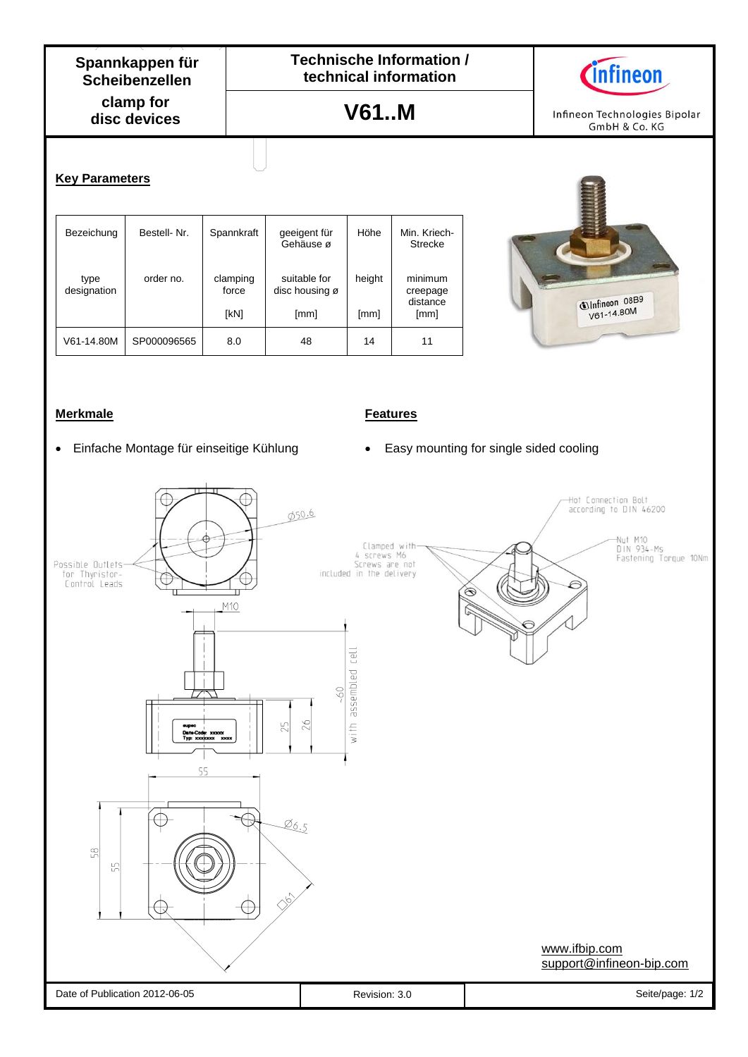# Spannkappen für Scheibenzellen

# clamp for disc devices

## Technische Information / technical information

## V61..M

Infineon Technologies Bipolar GmbH & Co. KG

### Key Parameters

| Bezeichnung<br><br>type designation | Bestell- Nr.<br><br>order no. | Spannkraft<br><br>clamping force<br><br>[kN] | geeignet für Gehäuse ø<br><br>suitable for disc housing ø<br><br>[mm] | Höhe<br><br>height<br><br>[mm] | Min. Kriech-Strecke<br><br>minimum creepage distance<br><br>[mm] |
|---|---|---|---|---|---|
| V61-14.80M | SP000096565 | 8.0 | 48 | 14 | 11 |

### Merkmale

- Einfache Montage für einseitige Kühlung

### Features

- Easy mounting for single sided cooling

Possible Outlets for Thyristor-Control Leads

Ø50.6

M10

~60 with assembled cell

25

26

55

58

55

Ø6.5

◇61

Clamped with 4 screws M6 Screws are not included in the delivery

Hot Connection Bolt according to DIN 46200

Nut M10 DIN 934-Ms Fastening Torque 10Nm

www.ifbip.com
support@infineon-bip.com

Date of Publication 2012-06-05 | Revision: 3.0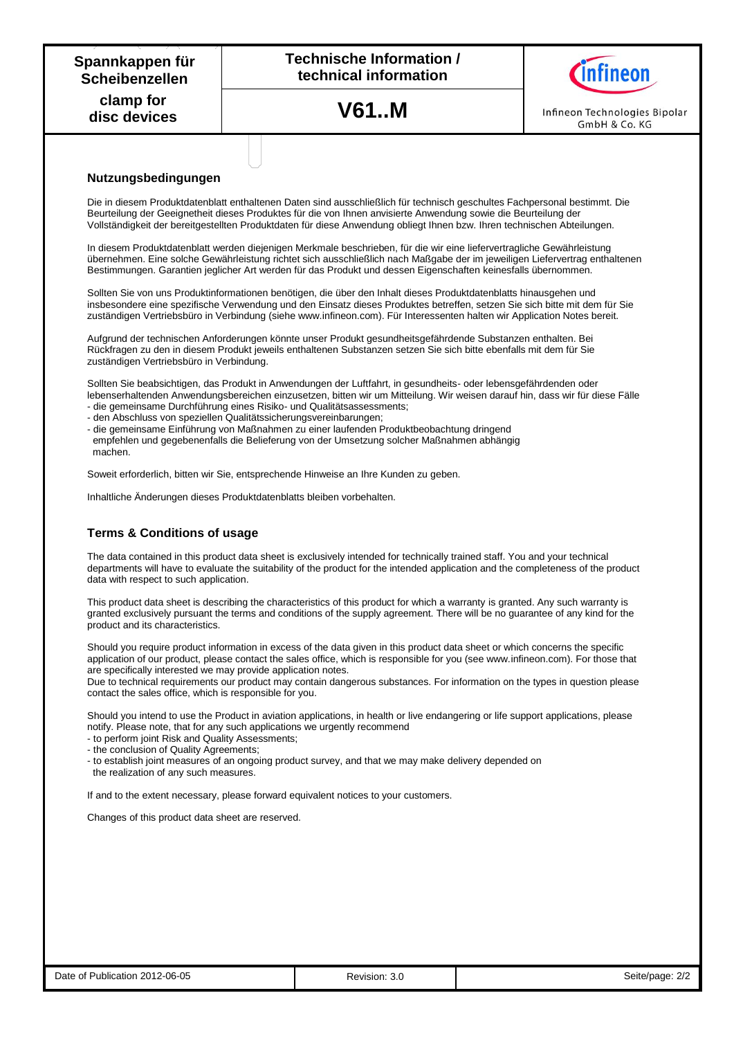## Nutzungsbedingungen

Die in diesem Produktdatenblatt enthaltenen Daten sind ausschließlich für technisch geschultes Fachpersonal bestimmt. Die Beurteilung der Geeignetheit dieses Produktes für die von Ihnen anvisierte Anwendung sowie die Beurteilung der Vollständigkeit der bereitgestellten Produktdaten für diese Anwendung obliegt Ihnen bzw. Ihren technischen Abteilungen.

In diesem Produktdatenblatt werden diejenigen Merkmale beschrieben, für die wir eine liefervertragliche Gewährleistung übernehmen. Eine solche Gewährleistung richtet sich ausschließlich nach Maßgabe der im jeweiligen Liefervertrag enthaltenen Bestimmungen. Garantien jeglicher Art werden für das Produkt und dessen Eigenschaften keinesfalls übernommen.

Sollten Sie von uns Produktinformationen benötigen, die über den Inhalt dieses Produktdatenblatts hinausgehen und insbesondere eine spezifische Verwendung und den Einsatz dieses Produktes betreffen, setzen Sie sich bitte mit dem für Sie zuständigen Vertriebsbüro in Verbindung (siehe www.infineon.com). Für Interessenten halten wir Application Notes bereit.

Aufgrund der technischen Anforderungen könnte unser Produkt gesundheitsgefährdende Substanzen enthalten. Bei Rückfragen zu den in diesem Produkt jeweils enthaltenen Substanzen setzen Sie sich bitte ebenfalls mit dem für Sie zuständigen Vertriebsbüro in Verbindung.

Sollten Sie beabsichtigen, das Produkt in Anwendungen der Luftfahrt, in gesundheits- oder lebensgefährdenden oder lebenserhaltenden Anwendungsbereichen einzusetzen, bitten wir um Mitteilung. Wir weisen darauf hin, dass wir für diese Fälle
- die gemeinsame Durchführung eines Risiko- und Qualitätsassessments;
- den Abschluss von speziellen Qualitätssicherungsvereinbarungen;
- die gemeinsame Einführung von Maßnahmen zu einer laufenden Produktbeobachtung dringend empfehlen und gegebenenfalls die Belieferung von der Umsetzung solcher Maßnahmen abhängig machen.

Soweit erforderlich, bitten wir Sie, entsprechende Hinweise an Ihre Kunden zu geben.

Inhaltliche Änderungen dieses Produktdatenblatts bleiben vorbehalten.

## Terms & Conditions of usage

The data contained in this product data sheet is exclusively intended for technically trained staff. You and your technical departments will have to evaluate the suitability of the product for the intended application and the completeness of the product data with respect to such application.

This product data sheet is describing the characteristics of this product for which a warranty is granted. Any such warranty is granted exclusively pursuant the terms and conditions of the supply agreement. There will be no guarantee of any kind for the product and its characteristics.

Should you require product information in excess of the data given in this product data sheet or which concerns the specific application of our product, please contact the sales office, which is responsible for you (see www.infineon.com). For those that are specifically interested we may provide application notes.
Due to technical requirements our product may contain dangerous substances. For information on the types in question please contact the sales office, which is responsible for you.

Should you intend to use the Product in aviation applications, in health or live endangering or life support applications, please notify. Please note, that for any such applications we urgently recommend
- to perform joint Risk and Quality Assessments;
- the conclusion of Quality Agreements;
- to establish joint measures of an ongoing product survey, and that we may make delivery depended on the realization of any such measures.

If and to the extent necessary, please forward equivalent notices to your customers.

Changes of this product data sheet are reserved.